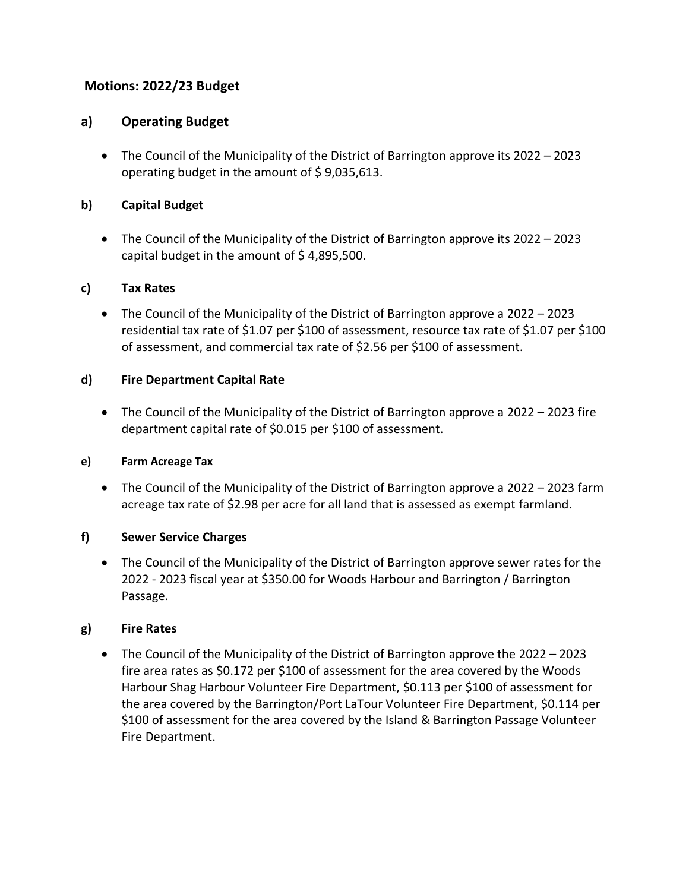## Motions: 2022/23 Budget

### a) Operating Budget

- The Council of the Municipality of the District of Barrington approve its 2022 – 2023 operating budget in the amount of $ 9,035,613.

### b) Capital Budget

- The Council of the Municipality of the District of Barrington approve its 2022 – 2023 capital budget in the amount of $ 4,895,500.

### c) Tax Rates

- The Council of the Municipality of the District of Barrington approve a 2022 – 2023 residential tax rate of $1.07 per $100 of assessment, resource tax rate of $1.07 per $100 of assessment, and commercial tax rate of $2.56 per $100 of assessment.

### d) Fire Department Capital Rate

- The Council of the Municipality of the District of Barrington approve a 2022 – 2023 fire department capital rate of $0.015 per $100 of assessment.

### e) Farm Acreage Tax

- The Council of the Municipality of the District of Barrington approve a 2022 – 2023 farm acreage tax rate of $2.98 per acre for all land that is assessed as exempt farmland.

### f) Sewer Service Charges

- The Council of the Municipality of the District of Barrington approve sewer rates for the 2022 - 2023 fiscal year at $350.00 for Woods Harbour and Barrington / Barrington Passage.

### g) Fire Rates

- The Council of the Municipality of the District of Barrington approve the 2022 – 2023 fire area rates as $0.172 per $100 of assessment for the area covered by the Woods Harbour Shag Harbour Volunteer Fire Department, $0.113 per $100 of assessment for the area covered by the Barrington/Port LaTour Volunteer Fire Department, $0.114 per $100 of assessment for the area covered by the Island & Barrington Passage Volunteer Fire Department.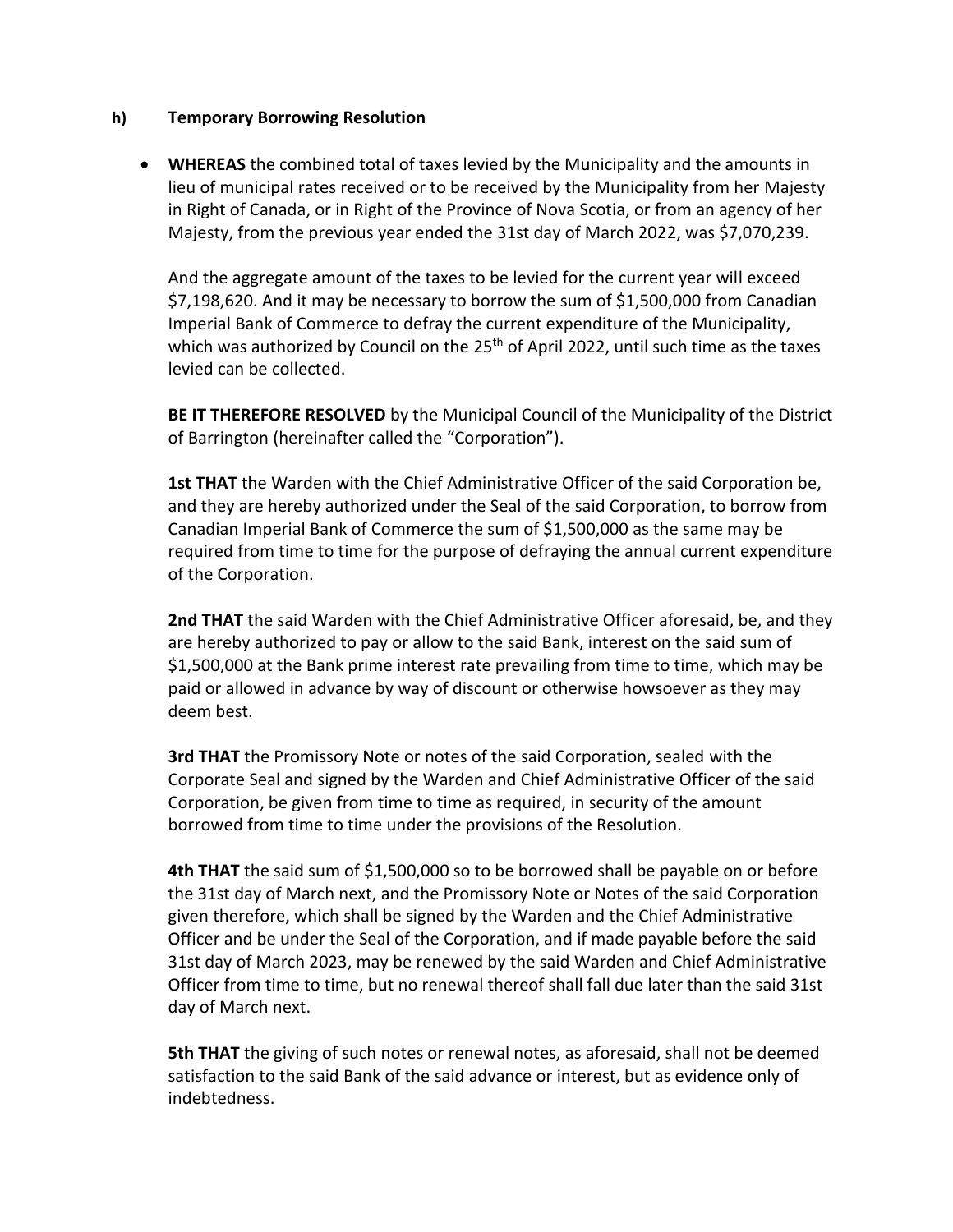**h) Temporary Borrowing Resolution**

- **WHEREAS** the combined total of taxes levied by the Municipality and the amounts in lieu of municipal rates received or to be received by the Municipality from her Majesty in Right of Canada, or in Right of the Province of Nova Scotia, or from an agency of her Majesty, from the previous year ended the 31st day of March 2022, was $7,070,239.

  And the aggregate amount of the taxes to be levied for the current year will exceed $7,198,620. And it may be necessary to borrow the sum of $1,500,000 from Canadian Imperial Bank of Commerce to defray the current expenditure of the Municipality, which was authorized by Council on the 25th of April 2022, until such time as the taxes levied can be collected.

  **BE IT THEREFORE RESOLVED** by the Municipal Council of the Municipality of the District of Barrington (hereinafter called the "Corporation").

  **1st THAT** the Warden with the Chief Administrative Officer of the said Corporation be, and they are hereby authorized under the Seal of the said Corporation, to borrow from Canadian Imperial Bank of Commerce the sum of $1,500,000 as the same may be required from time to time for the purpose of defraying the annual current expenditure of the Corporation.

  **2nd THAT** the said Warden with the Chief Administrative Officer aforesaid, be, and they are hereby authorized to pay or allow to the said Bank, interest on the said sum of $1,500,000 at the Bank prime interest rate prevailing from time to time, which may be paid or allowed in advance by way of discount or otherwise howsoever as they may deem best.

  **3rd THAT** the Promissory Note or notes of the said Corporation, sealed with the Corporate Seal and signed by the Warden and Chief Administrative Officer of the said Corporation, be given from time to time as required, in security of the amount borrowed from time to time under the provisions of the Resolution.

  **4th THAT** the said sum of $1,500,000 so to be borrowed shall be payable on or before the 31st day of March next, and the Promissory Note or Notes of the said Corporation given therefore, which shall be signed by the Warden and the Chief Administrative Officer and be under the Seal of the Corporation, and if made payable before the said 31st day of March 2023, may be renewed by the said Warden and Chief Administrative Officer from time to time, but no renewal thereof shall fall due later than the said 31st day of March next.

  **5th THAT** the giving of such notes or renewal notes, as aforesaid, shall not be deemed satisfaction to the said Bank of the said advance or interest, but as evidence only of indebtedness.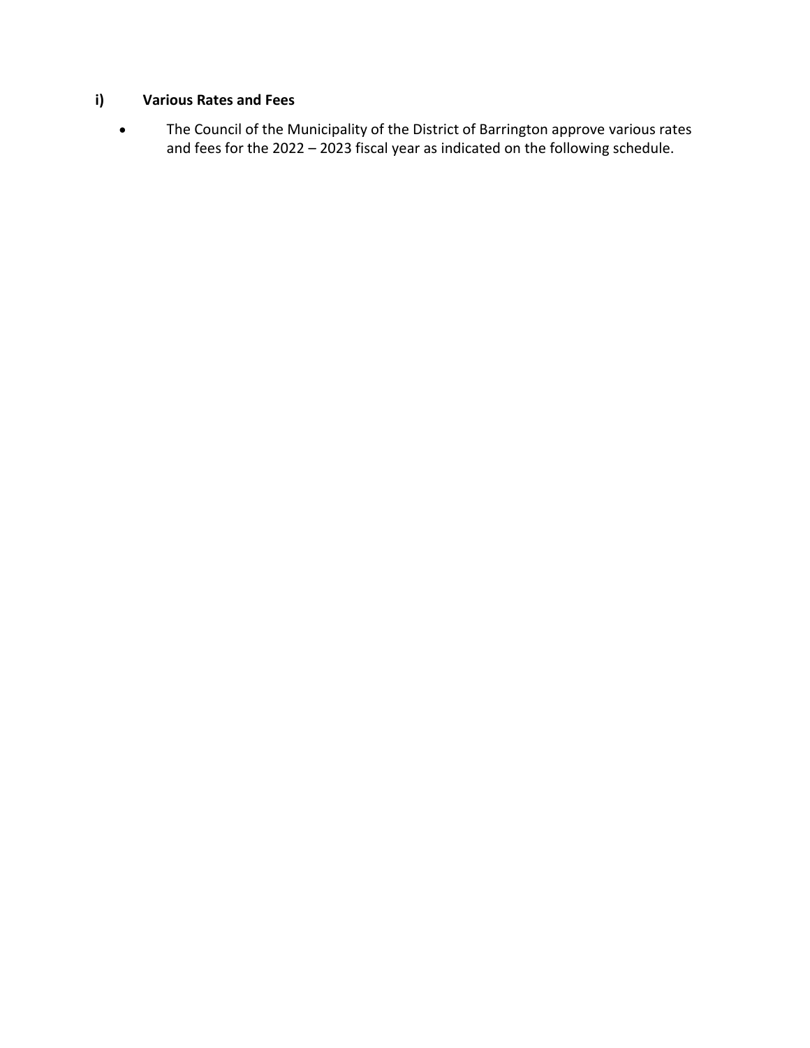### i) Various Rates and Fees

- The Council of the Municipality of the District of Barrington approve various rates and fees for the 2022 – 2023 fiscal year as indicated on the following schedule.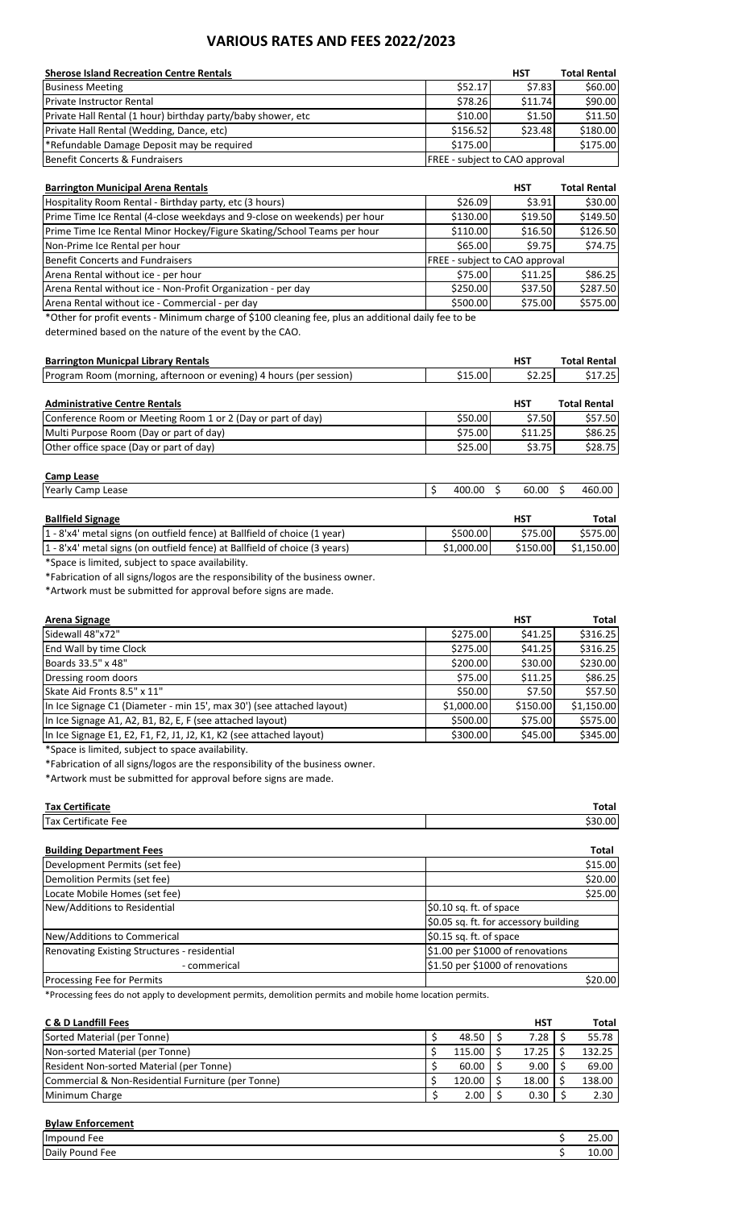# VARIOUS RATES AND FEES 2022/2023

| Sherose Island Recreation Centre Rentals | | HST | Total Rental |
|---|---|---|---|
| Business Meeting | $52.17 | $7.83 | $60.00 |
| Private Instructor Rental | $78.26 | $11.74 | $90.00 |
| Private Hall Rental (1 hour) birthday party/baby shower, etc | $10.00 | $1.50 | $11.50 |
| Private Hall Rental (Wedding, Dance, etc) | $156.52 | $23.48 | $180.00 |
| *Refundable Damage Deposit may be required | $175.00 | | $175.00 |
| Benefit Concerts & Fundraisers | FREE - subject to CAO approval | | |

| Barrington Municipal Arena Rentals | | HST | Total Rental |
|---|---|---|---|
| Hospitality Room Rental - Birthday party, etc (3 hours) | $26.09 | $3.91 | $30.00 |
| Prime Time Ice Rental (4-close weekdays and 9-close on weekends) per hour | $130.00 | $19.50 | $149.50 |
| Prime Time Ice Rental Minor Hockey/Figure Skating/School Teams per hour | $110.00 | $16.50 | $126.50 |
| Non-Prime Ice Rental per hour | $65.00 | $9.75 | $74.75 |
| Benefit Concerts and Fundraisers | FREE - subject to CAO approval | | |
| Arena Rental without ice - per hour | $75.00 | $11.25 | $86.25 |
| Arena Rental without ice - Non-Profit Organization - per day | $250.00 | $37.50 | $287.50 |
| Arena Rental without ice - Commercial - per day | $500.00 | $75.00 | $575.00 |

*Other for profit events - Minimum charge of $100 cleaning fee, plus an additional daily fee to be determined based on the nature of the event by the CAO.

| Barrington Municpal Library Rentals | | HST | Total Rental |
|---|---|---|---|
| Program Room (morning, afternoon or evening) 4 hours (per session) | $15.00 | $2.25 | $17.25 |

| Administrative Centre Rentals | | HST | Total Rental |
|---|---|---|---|
| Conference Room or Meeting Room 1 or 2 (Day or part of day) | $50.00 | $7.50 | $57.50 |
| Multi Purpose Room (Day or part of day) | $75.00 | $11.25 | $86.25 |
| Other office space (Day or part of day) | $25.00 | $3.75 | $28.75 |

| Camp Lease | | | |
|---|---|---|---|
| Yearly Camp Lease | $ 400.00 | $ 60.00 | $ 460.00 |

| Ballfield Signage | | HST | Total |
|---|---|---|---|
| 1 - 8'x4' metal signs (on outfield fence) at Ballfield of choice (1 year) | $500.00 | $75.00 | $575.00 |
| 1 - 8'x4' metal signs (on outfield fence) at Ballfield of choice (3 years) | $1,000.00 | $150.00 | $1,150.00 |

*Space is limited, subject to space availability.

*Fabrication of all signs/logos are the responsibility of the business owner.

*Artwork must be submitted for approval before signs are made.

| Arena Signage | | HST | Total |
|---|---|---|---|
| Sidewall 48"x72" | $275.00 | $41.25 | $316.25 |
| End Wall by time Clock | $275.00 | $41.25 | $316.25 |
| Boards 33.5" x 48" | $200.00 | $30.00 | $230.00 |
| Dressing room doors | $75.00 | $11.25 | $86.25 |
| Skate Aid Fronts 8.5" x 11" | $50.00 | $7.50 | $57.50 |
| In Ice Signage C1 (Diameter - min 15', max 30') (see attached layout) | $1,000.00 | $150.00 | $1,150.00 |
| In Ice Signage A1, A2, B1, B2, E, F (see attached layout) | $500.00 | $75.00 | $575.00 |
| In Ice Signage E1, E2, F1, F2, J1, J2, K1, K2 (see attached layout) | $300.00 | $45.00 | $345.00 |

*Space is limited, subject to space availability.

*Fabrication of all signs/logos are the responsibility of the business owner.

*Artwork must be submitted for approval before signs are made.

| Tax Certificate | Total |
|---|---|
| Tax Certificate Fee | $30.00 |

| Building Department Fees | Total |
|---|---|
| Development Permits (set fee) | $15.00 |
| Demolition Permits (set fee) | $20.00 |
| Locate Mobile Homes (set fee) | $25.00 |
| New/Additions to Residential | $0.10 sq. ft. of space |
| | $0.05 sq. ft. for accessory building |
| New/Additions to Commerical | $0.15 sq. ft. of space |
| Renovating Existing Structures - residential | $1.00 per $1000 of renovations |
| - commerical | $1.50 per $1000 of renovations |
| Processing Fee for Permits | $20.00 |

*Processing fees do not apply to development permits, demolition permits and mobile home location permits.

| C & D Landfill Fees | | HST | Total |
|---|---|---|---|
| Sorted Material (per Tonne) | $ 48.50 | $ 7.28 | $ 55.78 |
| Non-sorted Material (per Tonne) | $ 115.00 | $ 17.25 | $ 132.25 |
| Resident Non-sorted Material (per Tonne) | $ 60.00 | $ 9.00 | $ 69.00 |
| Commercial & Non-Residential Furniture (per Tonne) | $ 120.00 | $ 18.00 | $ 138.00 |
| Minimum Charge | $ 2.00 | $ 0.30 | $ 2.30 |

| Bylaw Enforcement | |
|---|---|
| Impound Fee | $ 25.00 |
| Daily Pound Fee | $ 10.00 |